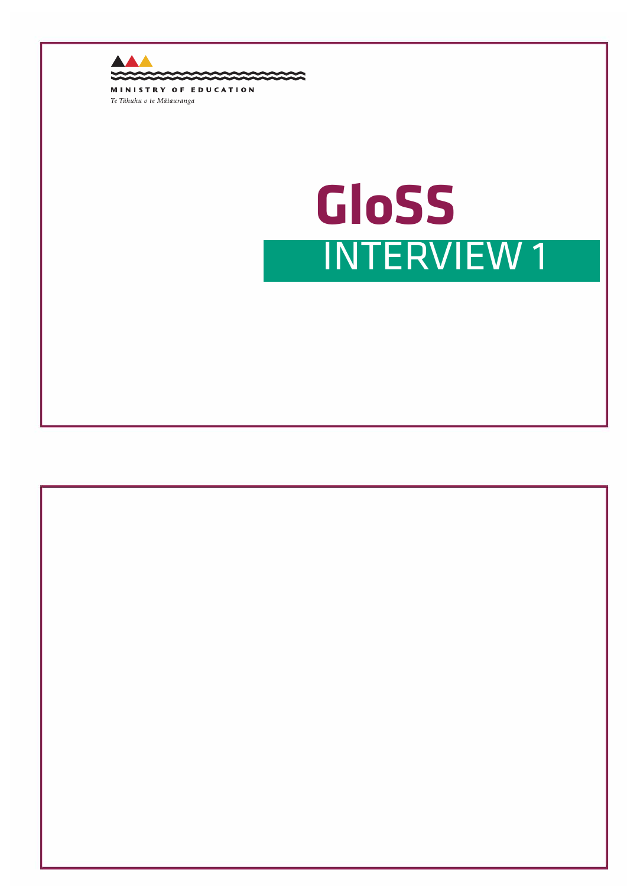MINISTRY OF EDUCATION

*Te Tāhuhu o te Mātauranga*

# GloSS

## INTERVIEW 1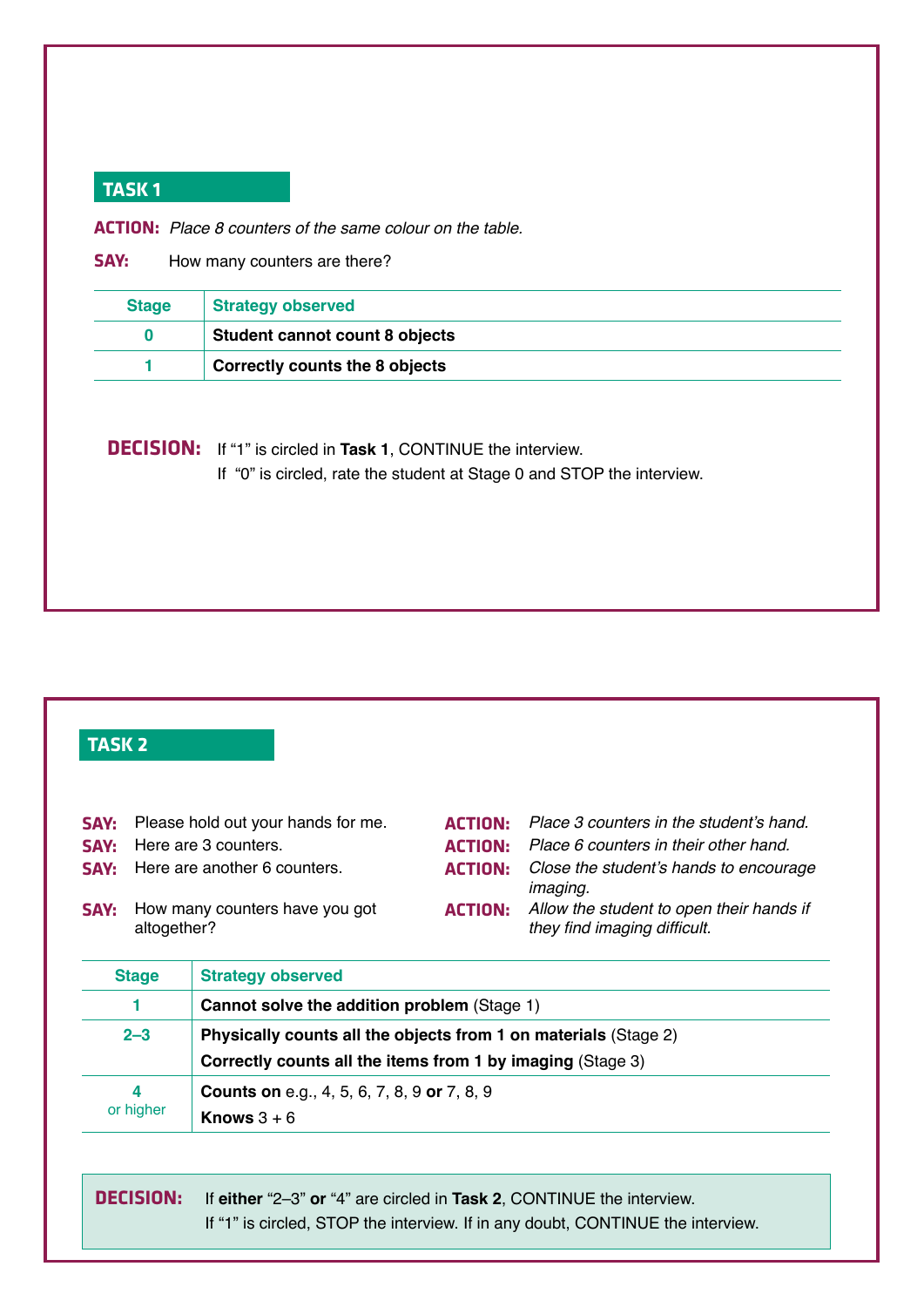## TASK 1

**ACTION:** *Place 8 counters of the same colour on the table.*

**SAY:** How many counters are there?

| Stage | Strategy observed |
|---|---|
| 0 | **Student cannot count 8 objects** |
| 1 | **Correctly counts the 8 objects** |

**DECISION:** If "1" is circled in **Task 1**, CONTINUE the interview.
If "0" is circled, rate the student at Stage 0 and STOP the interview.

## TASK 2

**SAY:** Please hold out your hands for me.
**ACTION:** *Place 3 counters in the student's hand.*

**SAY:** Here are 3 counters.
**ACTION:** *Place 6 counters in their other hand.*

**SAY:** Here are another 6 counters.
**ACTION:** *Close the student's hands to encourage imaging.*

**SAY:** How many counters have you got altogether?
**ACTION:** *Allow the student to open their hands if they find imaging difficult.*

| Stage | Strategy observed |
|---|---|
| 1 | **Cannot solve the addition problem** (Stage 1) |
| 2–3 | **Physically counts all the objects from 1 on materials** (Stage 2)<br>**Correctly counts all the items from 1 by imaging** (Stage 3) |
| 4 or higher | **Counts on** e.g., 4, 5, 6, 7, 8, 9 **or** 7, 8, 9<br>**Knows** 3 + 6 |

**DECISION:** If **either** "2–3" **or** "4" are circled in **Task 2**, CONTINUE the interview.
If "1" is circled, STOP the interview. If in any doubt, CONTINUE the interview.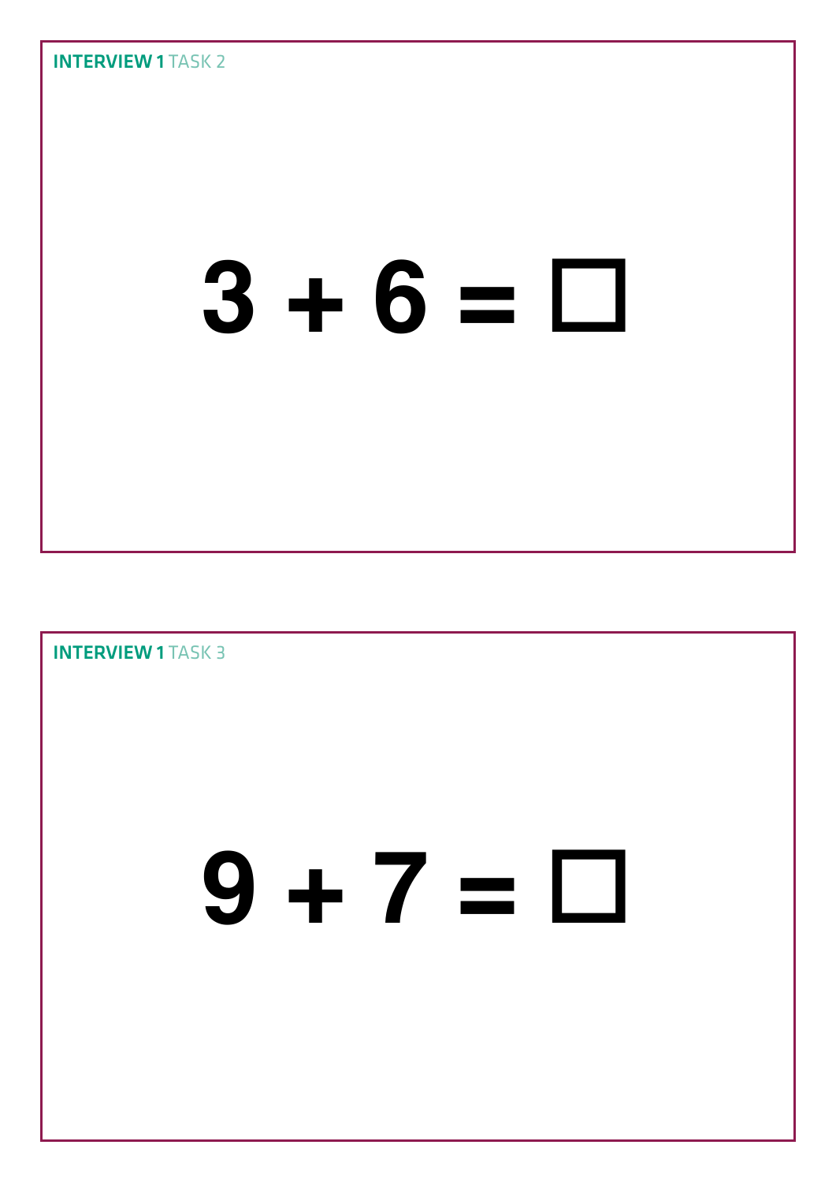**INTERVIEW 1** TASK 2

$$3 + 6 = \square$$

**INTERVIEW 1** TASK 3

$$9 + 7 = \square$$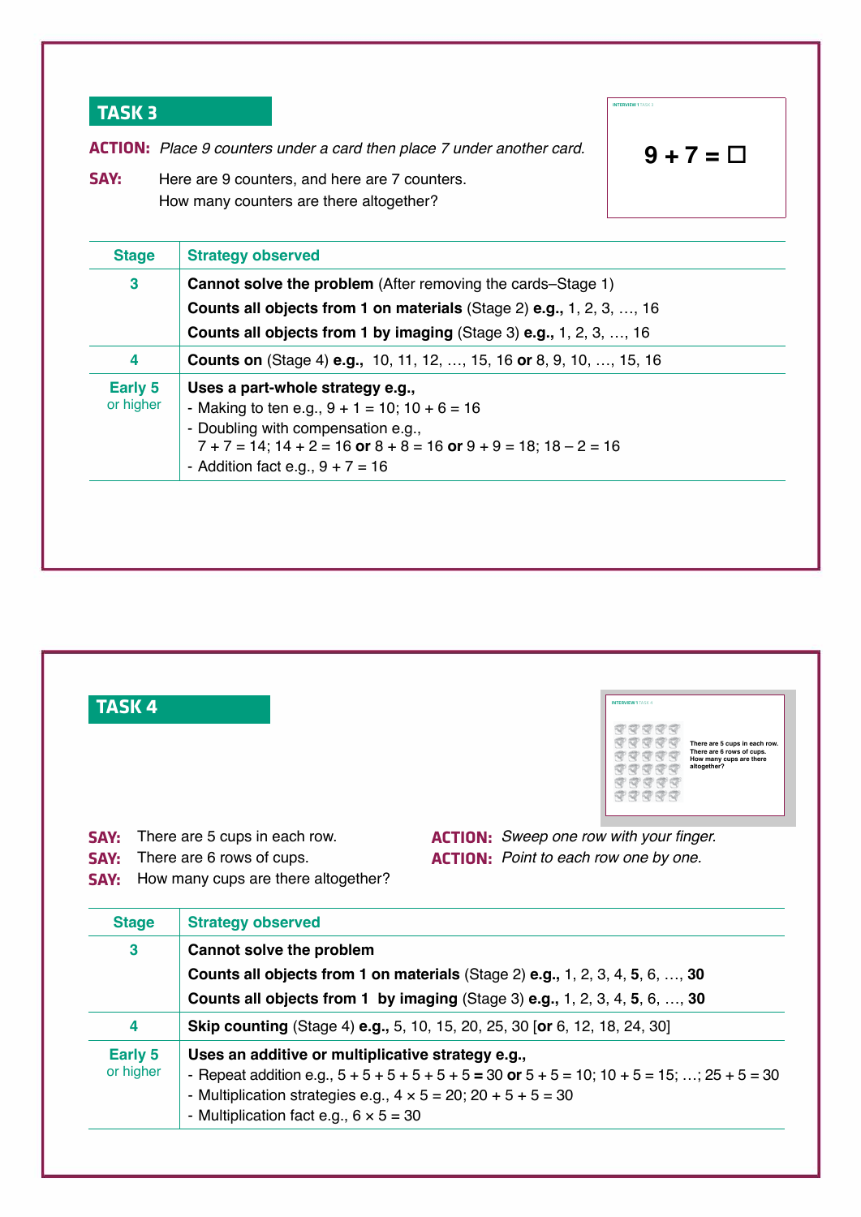## TASK 3

**ACTION:** *Place 9 counters under a card then place 7 under another card.*

**SAY:** Here are 9 counters, and here are 7 counters.
How many counters are there altogether?

INTERVIEW 1 TASK 3

$9 + 7 = \square$

| Stage | Strategy observed |
|---|---|
| 3 | **Cannot solve the problem** (After removing the cards–Stage 1)<br>**Counts all objects from 1 on materials** (Stage 2) **e.g.,** 1, 2, 3, …, 16<br>**Counts all objects from 1 by imaging** (Stage 3) **e.g.,** 1, 2, 3, …, 16 |
| 4 | **Counts on** (Stage 4) **e.g.,** 10, 11, 12, …, 15, 16 **or** 8, 9, 10, …, 15, 16 |
| Early 5 or higher | **Uses a part-whole strategy e.g.,**<br>- Making to ten e.g., 9 + 1 = 10; 10 + 6 = 16<br>- Doubling with compensation e.g.,<br>7 + 7 = 14; 14 + 2 = 16 **or** 8 + 8 = 16 **or** 9 + 9 = 18; 18 – 2 = 16<br>- Addition fact e.g., 9 + 7 = 16 |

## TASK 4

INTERVIEW 1 TASK 4

There are 5 cups in each row.
There are 6 rows of cups.
How many cups are there altogether?

**SAY:** There are 5 cups in each row. **ACTION:** *Sweep one row with your finger.*

**SAY:** There are 6 rows of cups. **ACTION:** *Point to each row one by one.*

**SAY:** How many cups are there altogether?

| Stage | Strategy observed |
|---|---|
| 3 | **Cannot solve the problem**<br>**Counts all objects from 1 on materials** (Stage 2) **e.g.,** 1, 2, 3, 4, **5**, 6, …, **30**<br>**Counts all objects from 1 by imaging** (Stage 3) **e.g.,** 1, 2, 3, 4, **5**, 6, …, **30** |
| 4 | **Skip counting** (Stage 4) **e.g.,** 5, 10, 15, 20, 25, 30 [**or** 6, 12, 18, 24, 30] |
| Early 5 or higher | **Uses an additive or multiplicative strategy e.g.,**<br>- Repeat addition e.g., 5 + 5 + 5 + 5 + 5 + 5 = **30** **or** 5 + 5 = 10; 10 + 5 = 15; …; 25 + 5 = 30<br>- Multiplication strategies e.g., 4 × 5 = 20; 20 + 5 + 5 = 30<br>- Multiplication fact e.g., 6 × 5 = 30 |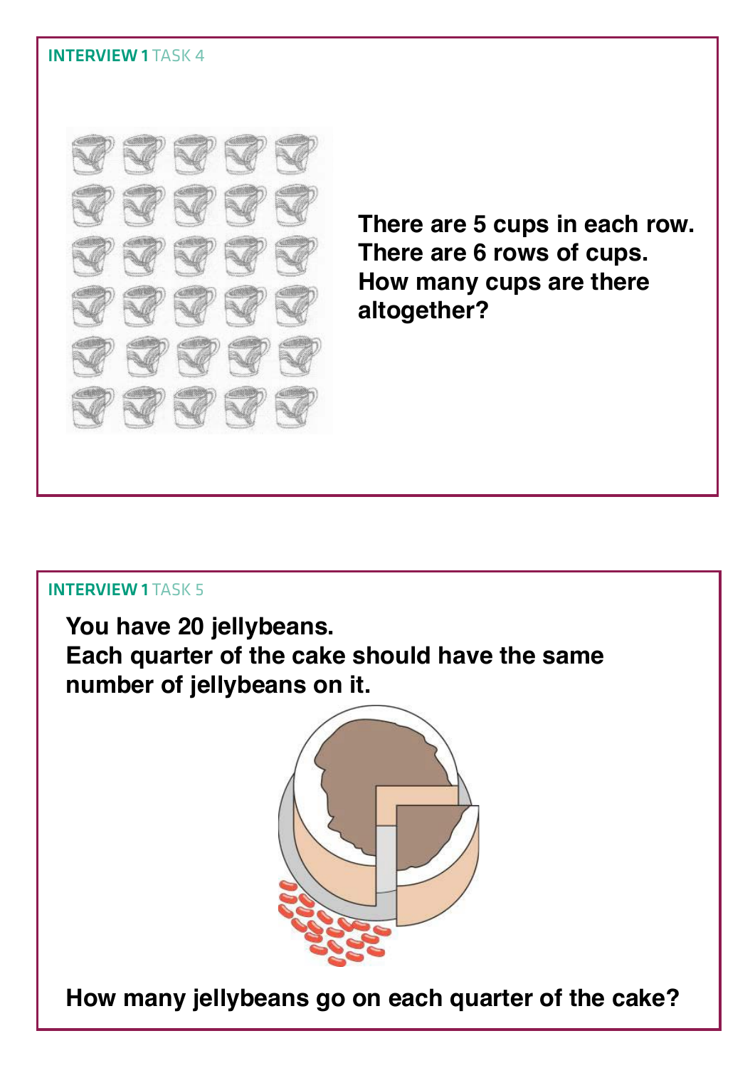**INTERVIEW 1** TASK 4

**There are 5 cups in each row.**
**There are 6 rows of cups.**
**How many cups are there altogether?**

**INTERVIEW 1** TASK 5

**You have 20 jellybeans.**
**Each quarter of the cake should have the same number of jellybeans on it.**

**How many jellybeans go on each quarter of the cake?**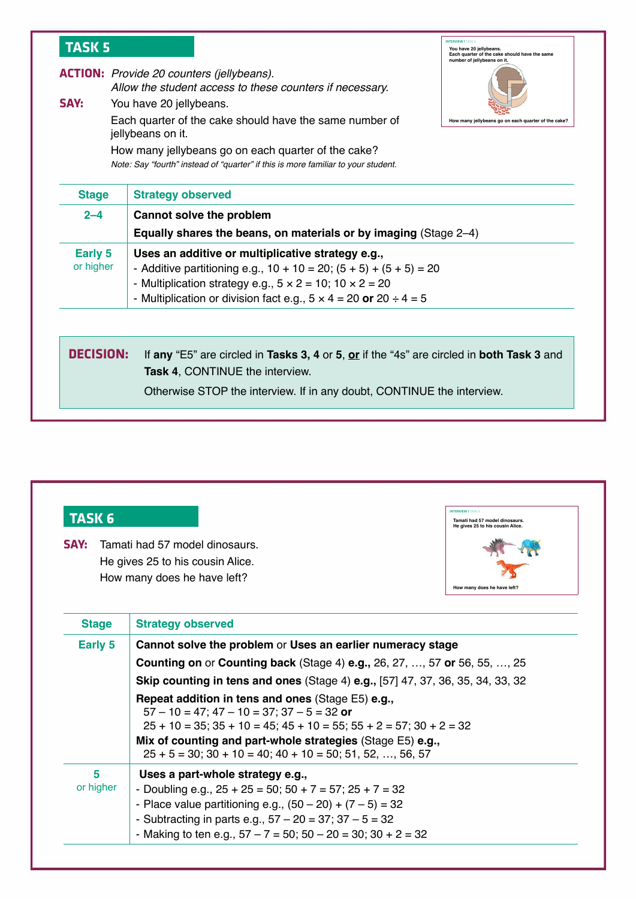## TASK 5

**ACTION:** *Provide 20 counters (jellybeans).*
*Allow the student access to these counters if necessary.*

**SAY:** You have 20 jellybeans.

Each quarter of the cake should have the same number of jellybeans on it.

How many jellybeans go on each quarter of the cake?

*Note: Say "fourth" instead of "quarter" if this is more familiar to your student.*

| Stage | Strategy observed |
|---|---|
| 2–4 | **Cannot solve the problem**<br>**Equally shares the beans, on materials or by imaging** (Stage 2–4) |
| Early 5 or higher | **Uses an additive or multiplicative strategy e.g.,**<br>- Additive partitioning e.g., 10 + 10 = 20; (5 + 5) + (5 + 5) = 20<br>- Multiplication strategy e.g., 5 × 2 = 10; 10 × 2 = 20<br>- Multiplication or division fact e.g., 5 × 4 = 20 **or** 20 ÷ 4 = 5 |

**DECISION:** If **any** "E5" are circled in **Tasks 3, 4** or **5**, **or** if the "4s" are circled in **both Task 3** and **Task 4**, CONTINUE the interview.

Otherwise STOP the interview. If in any doubt, CONTINUE the interview.

## TASK 6

**SAY:** Tamati had 57 model dinosaurs.
He gives 25 to his cousin Alice.
How many does he have left?

| Stage | Strategy observed |
|---|---|
| Early 5 | **Cannot solve the problem** or **Uses an earlier numeracy stage**<br>**Counting on** or **Counting back** (Stage 4) **e.g.,** 26, 27, …, 57 **or** 56, 55, …, 25<br>**Skip counting in tens and ones** (Stage 4) **e.g.,** [57] 47, 37, 36, 35, 34, 33, 32<br>**Repeat addition in tens and ones** (Stage E5) **e.g.,**<br>57 – 10 = 47; 47 – 10 = 37; 37 – 5 = 32 **or**<br>25 + 10 = 35; 35 + 10 = 45; 45 + 10 = 55; 55 + 2 = 57; 30 + 2 = 32<br>**Mix of counting and part-whole strategies** (Stage E5) **e.g.,**<br>25 + 5 = 30; 30 + 10 = 40; 40 + 10 = 50; 51, 52, …, 56, 57 |
| 5 or higher | **Uses a part-whole strategy e.g.,**<br>- Doubling e.g., 25 + 25 = 50; 50 + 7 = 57; 25 + 7 = 32<br>- Place value partitioning e.g., (50 – 20) + (7 – 5) = 32<br>- Subtracting in parts e.g., 57 – 20 = 37; 37 – 5 = 32<br>- Making to ten e.g., 57 – 7 = 50; 50 – 20 = 30; 30 + 2 = 32 |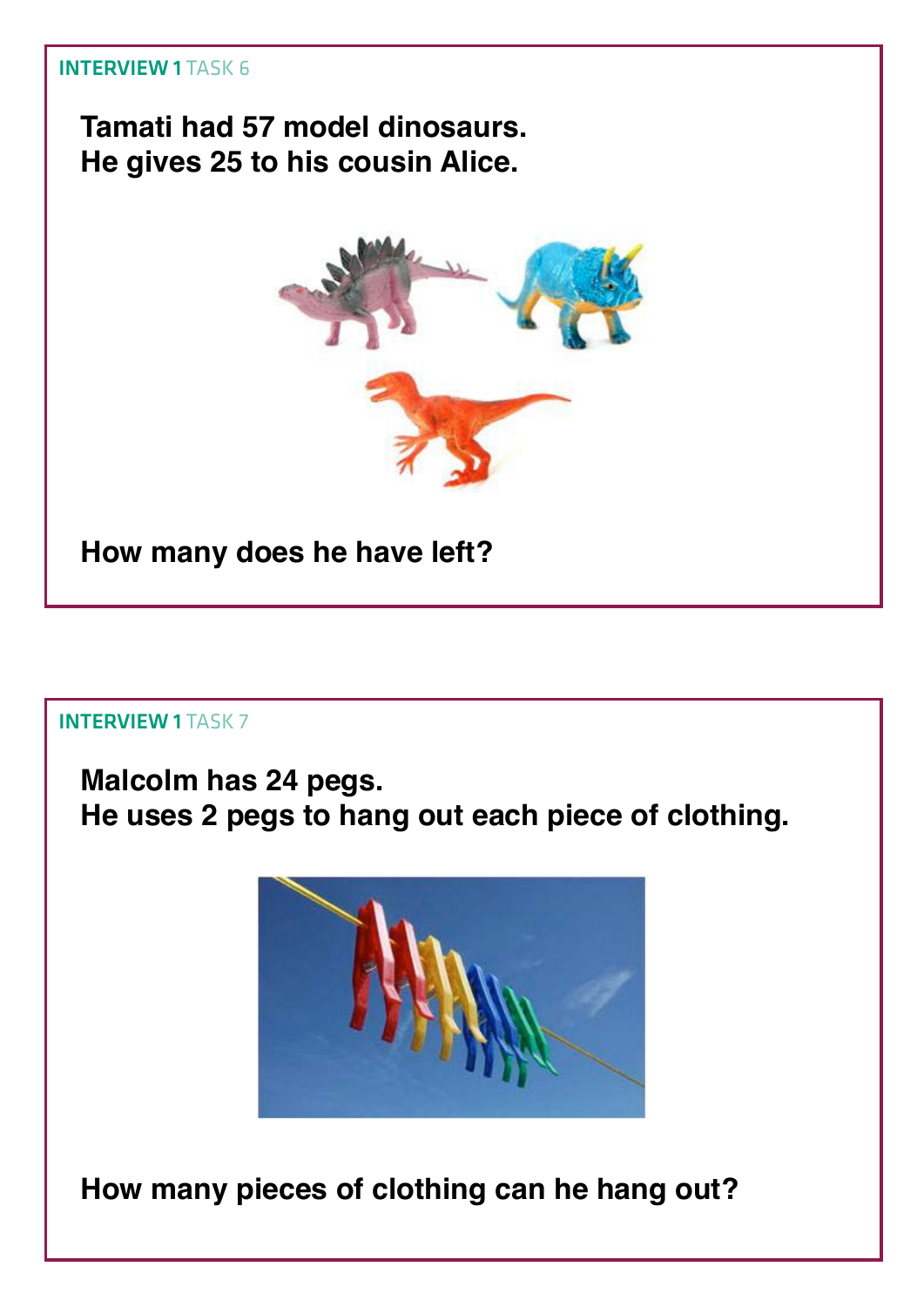INTERVIEW 1 TASK 6

**Tamati had 57 model dinosaurs.**
**He gives 25 to his cousin Alice.**

**How many does he have left?**

INTERVIEW 1 TASK 7

**Malcolm has 24 pegs.**
**He uses 2 pegs to hang out each piece of clothing.**

**How many pieces of clothing can he hang out?**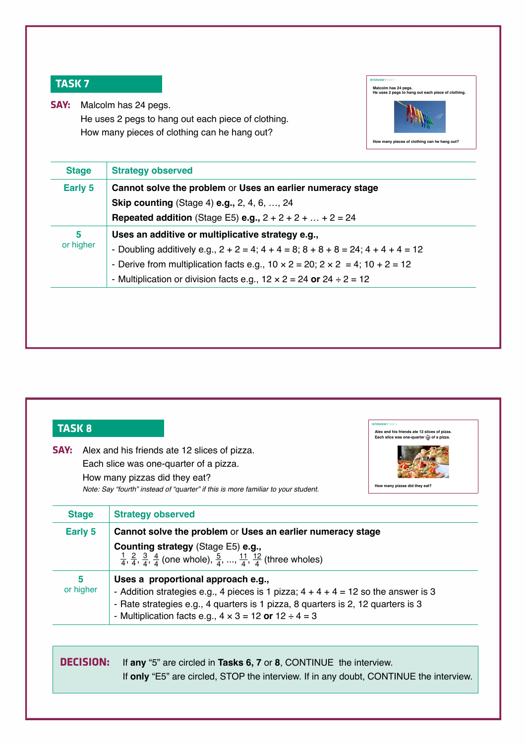## TASK 7

**SAY:** Malcolm has 24 pegs.
He uses 2 pegs to hang out each piece of clothing.
How many pieces of clothing can he hang out?

| Stage | Strategy observed |
|---|---|
| Early 5 | **Cannot solve the problem** or **Uses an earlier numeracy stage**<br>**Skip counting** (Stage 4) **e.g.,** 2, 4, 6, …, 24<br>**Repeated addition** (Stage E5) **e.g.,** 2 + 2 + 2 + … + 2 = 24 |
| 5 or higher | **Uses an additive or multiplicative strategy e.g.,**<br>- Doubling additively e.g., 2 + 2 = 4; 4 + 4 = 8; 8 + 8 + 8 = 24; 4 + 4 + 4 = 12<br>- Derive from multiplication facts e.g., 10 × 2 = 20; 2 × 2 = 4; 10 + 2 = 12<br>- Multiplication or division facts e.g., 12 × 2 = 24 **or** 24 ÷ 2 = 12 |

## TASK 8

**SAY:** Alex and his friends ate 12 slices of pizza.
Each slice was one-quarter of a pizza.
How many pizzas did they eat?

*Note: Say "fourth" instead of "quarter" if this is more familiar to your student.*

| Stage | Strategy observed |
|---|---|
| Early 5 | **Cannot solve the problem** or **Uses an earlier numeracy stage**<br>**Counting strategy** (Stage E5) **e.g.,**<br>$\frac{1}{4}$, $\frac{2}{4}$, $\frac{3}{4}$, $\frac{4}{4}$ (one whole), $\frac{5}{4}$, ..., $\frac{11}{4}$, $\frac{12}{4}$ (three wholes) |
| 5 or higher | **Uses a proportional approach e.g.,**<br>- Addition strategies e.g., 4 pieces is 1 pizza; 4 + 4 + 4 = 12 so the answer is 3<br>- Rate strategies e.g., 4 quarters is 1 pizza, 8 quarters is 2, 12 quarters is 3<br>- Multiplication facts e.g., 4 × 3 = 12 **or** 12 ÷ 4 = 3 |

**DECISION:** If **any** "5" are circled in **Tasks 6, 7** or **8**, CONTINUE the interview.
If **only** "E5" are circled, STOP the interview. If in any doubt, CONTINUE the interview.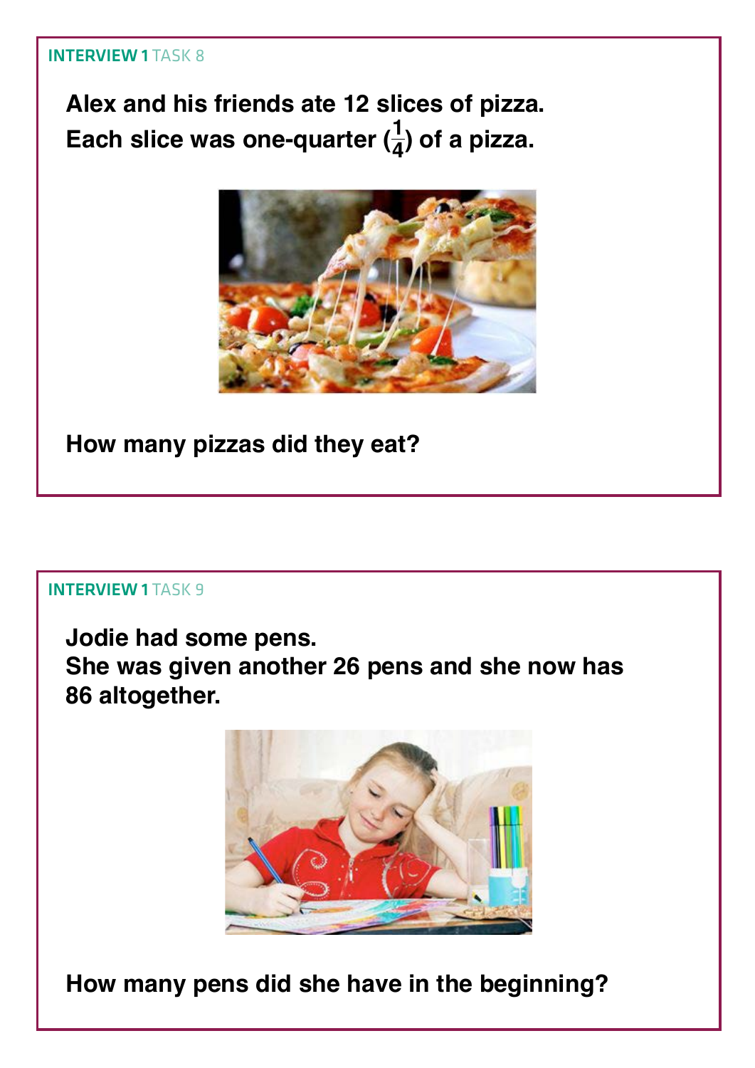**INTERVIEW 1** TASK 8

**Alex and his friends ate 12 slices of pizza.**
**Each slice was one-quarter ($\frac{1}{4}$) of a pizza.**

**How many pizzas did they eat?**

**INTERVIEW 1** TASK 9

**Jodie had some pens.**
**She was given another 26 pens and she now has 86 altogether.**

**How many pens did she have in the beginning?**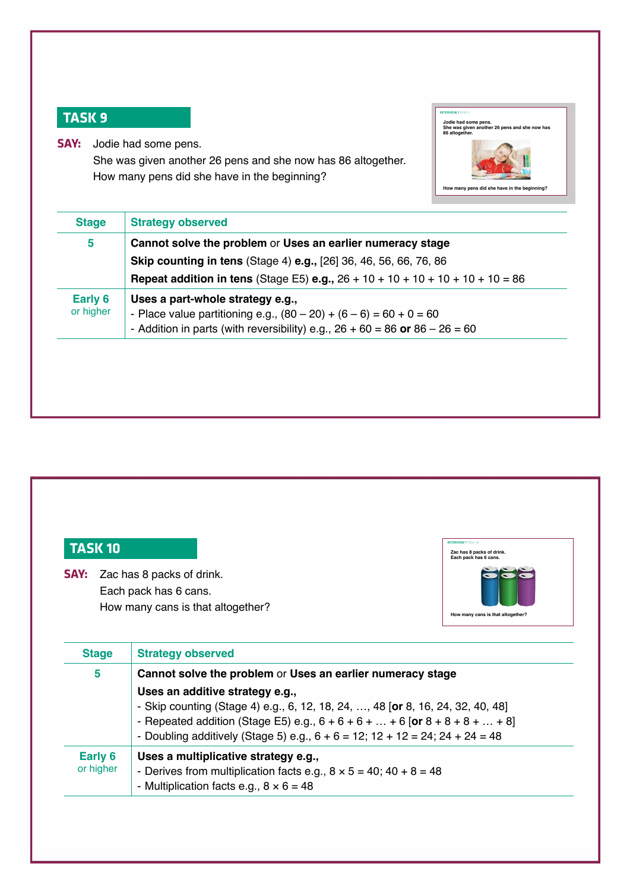## TASK 9

**SAY:** Jodie had some pens.
She was given another 26 pens and she now has 86 altogether.
How many pens did she have in the beginning?

| Stage | Strategy observed |
|---|---|
| 5 | **Cannot solve the problem** or **Uses an earlier numeracy stage**<br>**Skip counting in tens** (Stage 4) **e.g.,** [26] 36, 46, 56, 66, 76, 86<br>**Repeat addition in tens** (Stage E5) **e.g.,** 26 + 10 + 10 + 10 + 10 + 10 + 10 = 86 |
| Early 6 or higher | **Uses a part-whole strategy e.g.,**<br>- Place value partitioning e.g., (80 – 20) + (6 – 6) = 60 + 0 = 60<br>- Addition in parts (with reversibility) e.g., 26 + 60 = 86 **or** 86 – 26 = 60 |

## TASK 10

**SAY:** Zac has 8 packs of drink.
Each pack has 6 cans.
How many cans is that altogether?

| Stage | Strategy observed |
|---|---|
| 5 | **Cannot solve the problem** or **Uses an earlier numeracy stage**<br>**Uses an additive strategy e.g.,**<br>- Skip counting (Stage 4) e.g., 6, 12, 18, 24, …, 48 [**or** 8, 16, 24, 32, 40, 48]<br>- Repeated addition (Stage E5) e.g., 6 + 6 + 6 + … + 6 [**or** 8 + 8 + 8 + … + 8]<br>- Doubling additively (Stage 5) e.g., 6 + 6 = 12; 12 + 12 = 24; 24 + 24 = 48 |
| Early 6 or higher | **Uses a multiplicative strategy e.g.,**<br>- Derives from multiplication facts e.g., 8 × 5 = 40; 40 + 8 = 48<br>- Multiplication facts e.g., 8 × 6 = 48 |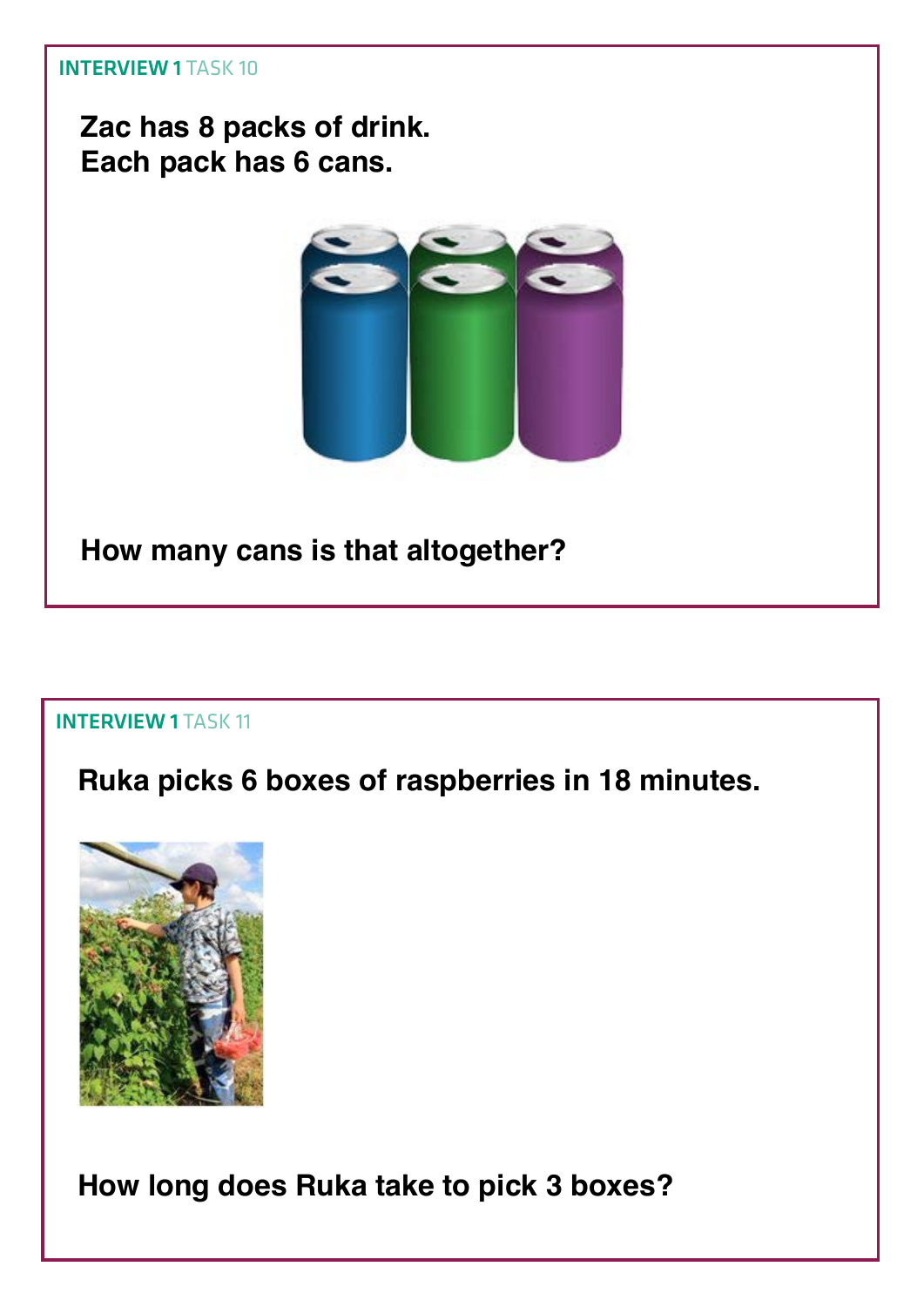**INTERVIEW 1** TASK 10

**Zac has 8 packs of drink.**
**Each pack has 6 cans.**

**How many cans is that altogether?**

**INTERVIEW 1** TASK 11

**Ruka picks 6 boxes of raspberries in 18 minutes.**

**How long does Ruka take to pick 3 boxes?**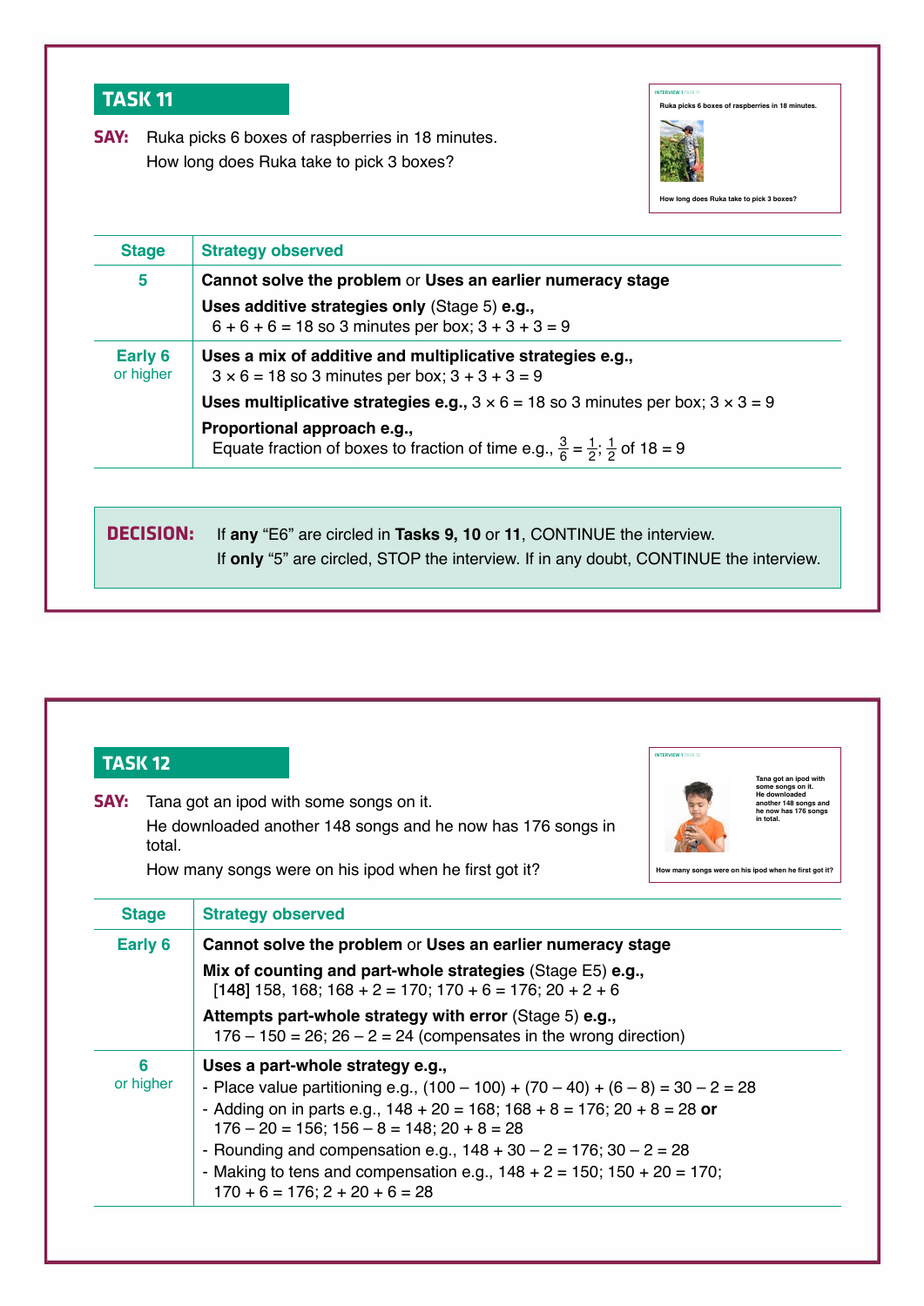## TASK 11

**SAY:** Ruka picks 6 boxes of raspberries in 18 minutes.
How long does Ruka take to pick 3 boxes?

INTERVIEW 1 TASK 11

Ruka picks 6 boxes of raspberries in 18 minutes.

How long does Ruka take to pick 3 boxes?

| Stage | Strategy observed |
|---|---|
| 5 | **Cannot solve the problem** or **Uses an earlier numeracy stage**<br>**Uses additive strategies only** (Stage 5) **e.g.,**<br>6 + 6 + 6 = 18 so 3 minutes per box; 3 + 3 + 3 = 9 |
| Early 6 or higher | **Uses a mix of additive and multiplicative strategies e.g.,**<br>3 × 6 = 18 so 3 minutes per box; 3 + 3 + 3 = 9<br>**Uses multiplicative strategies e.g.,** 3 × 6 = 18 so 3 minutes per box; 3 × 3 = 9<br>**Proportional approach e.g.,**<br>Equate fraction of boxes to fraction of time e.g., $\frac{3}{6} = \frac{1}{2}$; $\frac{1}{2}$ of 18 = 9 |

**DECISION:** If **any** “E6” are circled in **Tasks 9, 10** or **11**, CONTINUE the interview.
If **only** “5” are circled, STOP the interview. If in any doubt, CONTINUE the interview.

## TASK 12

**SAY:** Tana got an ipod with some songs on it.
He downloaded another 148 songs and he now has 176 songs in total.
How many songs were on his ipod when he first got it?

INTERVIEW 1 TASK 12

Tana got an ipod with some songs on it. He downloaded another 148 songs and he now has 176 songs in total.

How many songs were on his ipod when he first got it?

| Stage | Strategy observed |
|---|---|
| Early 6 | **Cannot solve the problem** or **Uses an earlier numeracy stage**<br>**Mix of counting and part-whole strategies** (Stage E5) **e.g.,**<br>[148] 158, 168; 168 + 2 = 170; 170 + 6 = 176; 20 + 2 + 6<br>**Attempts part-whole strategy with error** (Stage 5) **e.g.,**<br>176 – 150 = 26; 26 – 2 = 24 (compensates in the wrong direction) |
| 6 or higher | **Uses a part-whole strategy e.g.,**<br>- Place value partitioning e.g., (100 – 100) + (70 – 40) + (6 – 8) = 30 – 2 = 28<br>- Adding on in parts e.g., 148 + 20 = 168; 168 + 8 = 176; 20 + 8 = 28 **or** 176 – 20 = 156; 156 – 8 = 148; 20 + 8 = 28<br>- Rounding and compensation e.g., 148 + 30 – 2 = 176; 30 – 2 = 28<br>- Making to tens and compensation e.g., 148 + 2 = 150; 150 + 20 = 170; 170 + 6 = 176; 2 + 20 + 6 = 28 |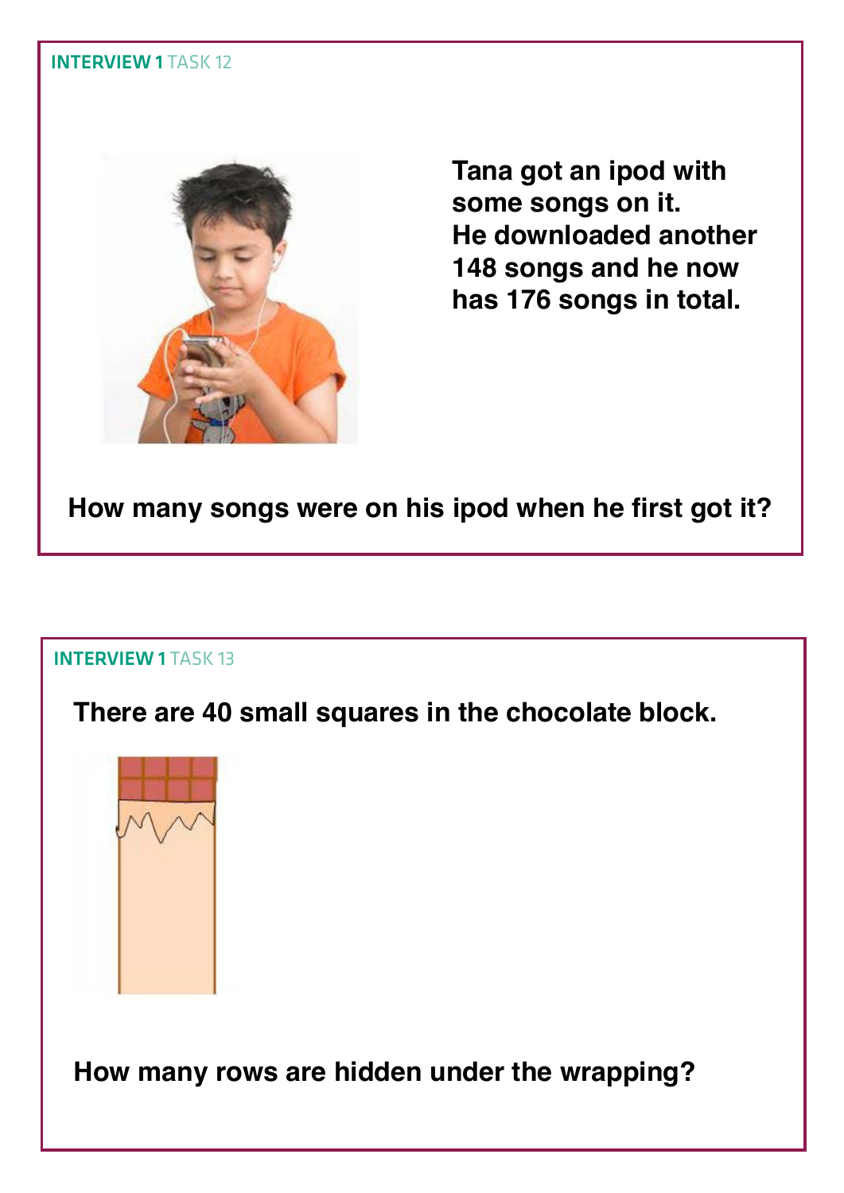**INTERVIEW 1** TASK 12

**Tana got an ipod with some songs on it.**
**He downloaded another 148 songs and he now has 176 songs in total.**

**How many songs were on his ipod when he first got it?**

**INTERVIEW 1** TASK 13

**There are 40 small squares in the chocolate block.**

**How many rows are hidden under the wrapping?**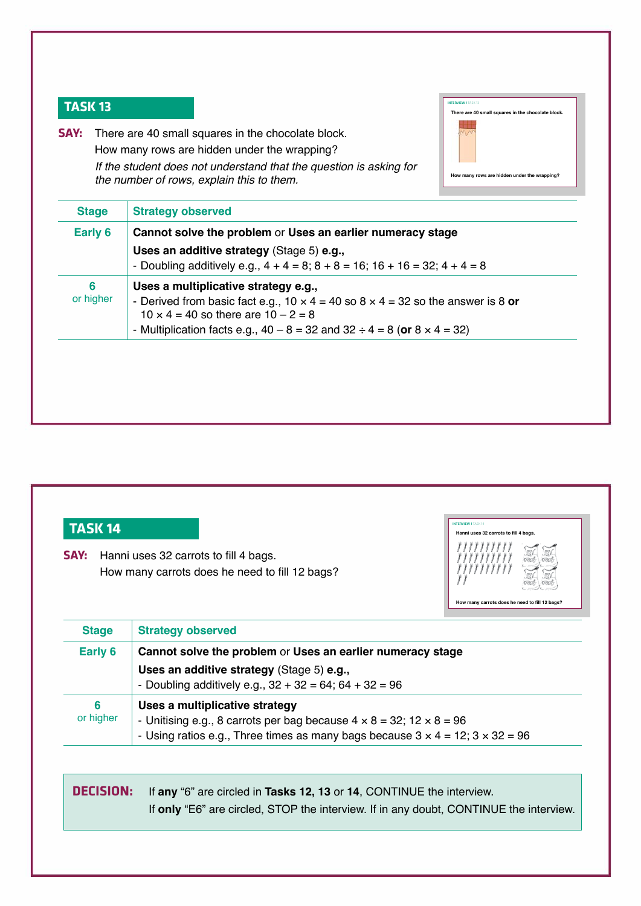## TASK 13

**SAY:** There are 40 small squares in the chocolate block.
How many rows are hidden under the wrapping?
*If the student does not understand that the question is asking for the number of rows, explain this to them.*

| Stage | Strategy observed |
|---|---|
| Early 6 | **Cannot solve the problem** or **Uses an earlier numeracy stage**<br>**Uses an additive strategy** (Stage 5) **e.g.,**<br>- Doubling additively e.g., 4 + 4 = 8; 8 + 8 = 16; 16 + 16 = 32; 4 + 4 = 8 |
| 6<br>or higher | **Uses a multiplicative strategy e.g.,**<br>- Derived from basic fact e.g., 10 × 4 = 40 so 8 × 4 = 32 so the answer is 8 **or** 10 × 4 = 40 so there are 10 – 2 = 8<br>- Multiplication facts e.g., 40 – 8 = 32 and 32 ÷ 4 = 8 (**or** 8 × 4 = 32) |

## TASK 14

**SAY:** Hanni uses 32 carrots to fill 4 bags.
How many carrots does he need to fill 12 bags?

| Stage | Strategy observed |
|---|---|
| Early 6 | **Cannot solve the problem** or **Uses an earlier numeracy stage**<br>**Uses an additive strategy** (Stage 5) **e.g.,**<br>- Doubling additively e.g., 32 + 32 = 64; 64 + 32 = 96 |
| 6<br>or higher | **Uses a multiplicative strategy**<br>- Unitising e.g., 8 carrots per bag because 4 × 8 = 32; 12 × 8 = 96<br>- Using ratios e.g., Three times as many bags because 3 × 4 = 12; 3 × 32 = 96 |

**DECISION:** If **any** "6" are circled in **Tasks 12, 13** or **14**, CONTINUE the interview.
If **only** "E6" are circled, STOP the interview. If in any doubt, CONTINUE the interview.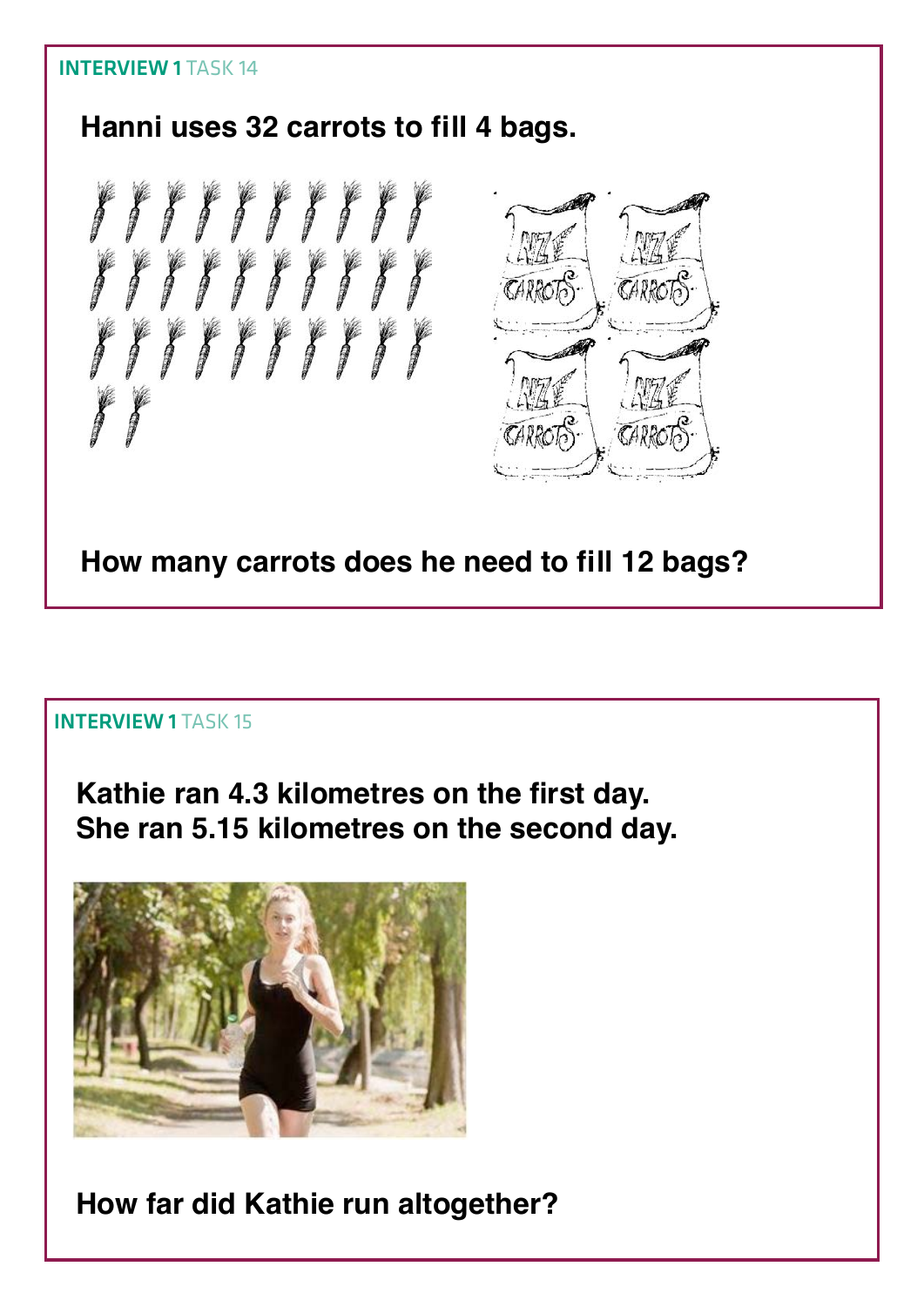**INTERVIEW 1** TASK 14

**Hanni uses 32 carrots to fill 4 bags.**

**How many carrots does he need to fill 12 bags?**

**INTERVIEW 1** TASK 15

**Kathie ran 4.3 kilometres on the first day.**
**She ran 5.15 kilometres on the second day.**

**How far did Kathie run altogether?**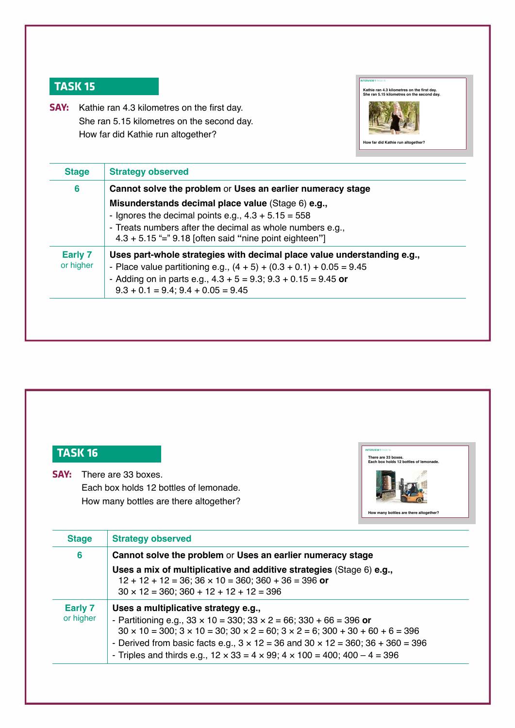## TASK 15

**SAY:** Kathie ran 4.3 kilometres on the first day.
She ran 5.15 kilometres on the second day.
How far did Kathie run altogether?

| Stage | Strategy observed |
|---|---|
| **6** | **Cannot solve the problem** or **Uses an earlier numeracy stage**<br>**Misunderstands decimal place value** (Stage 6) **e.g.,**<br>- Ignores the decimal points e.g., 4.3 + 5.15 = 558<br>- Treats numbers after the decimal as whole numbers e.g., 4.3 + 5.15 "=" 9.18 [often said **"**nine point eighteen**"**] |
| **Early 7** or higher | **Uses part-whole strategies with decimal place value understanding e.g.,**<br>- Place value partitioning e.g., (4 + 5) + (0.3 + 0.1) + 0.05 = 9.45<br>- Adding on in parts e.g., 4.3 + 5 = 9.3; 9.3 + 0.15 = 9.45 **or** 9.3 + 0.1 = 9.4; 9.4 + 0.05 = 9.45 |

## TASK 16

**SAY:** There are 33 boxes.
Each box holds 12 bottles of lemonade.
How many bottles are there altogether?

| Stage | Strategy observed |
|---|---|
| **6** | **Cannot solve the problem** or **Uses an earlier numeracy stage**<br>**Uses a mix of multiplicative and additive strategies** (Stage 6) **e.g.,**<br>12 + 12 + 12 = 36; 36 × 10 = 360; 360 + 36 = 396 **or**<br>30 × 12 = 360; 360 + 12 + 12 + 12 = 396 |
| **Early 7** or higher | **Uses a multiplicative strategy e.g.,**<br>- Partitioning e.g., 33 × 10 = 330; 33 × 2 = 66; 330 + 66 = 396 **or** 30 × 10 = 300; 3 × 10 = 30; 30 × 2 = 60; 3 × 2 = 6; 300 + 30 + 60 + 6 = 396<br>- Derived from basic facts e.g., 3 × 12 = 36 and 30 × 12 = 360; 36 + 360 = 396<br>- Triples and thirds e.g., 12 × 33 = 4 × 99; 4 × 100 = 400; 400 – 4 = 396 |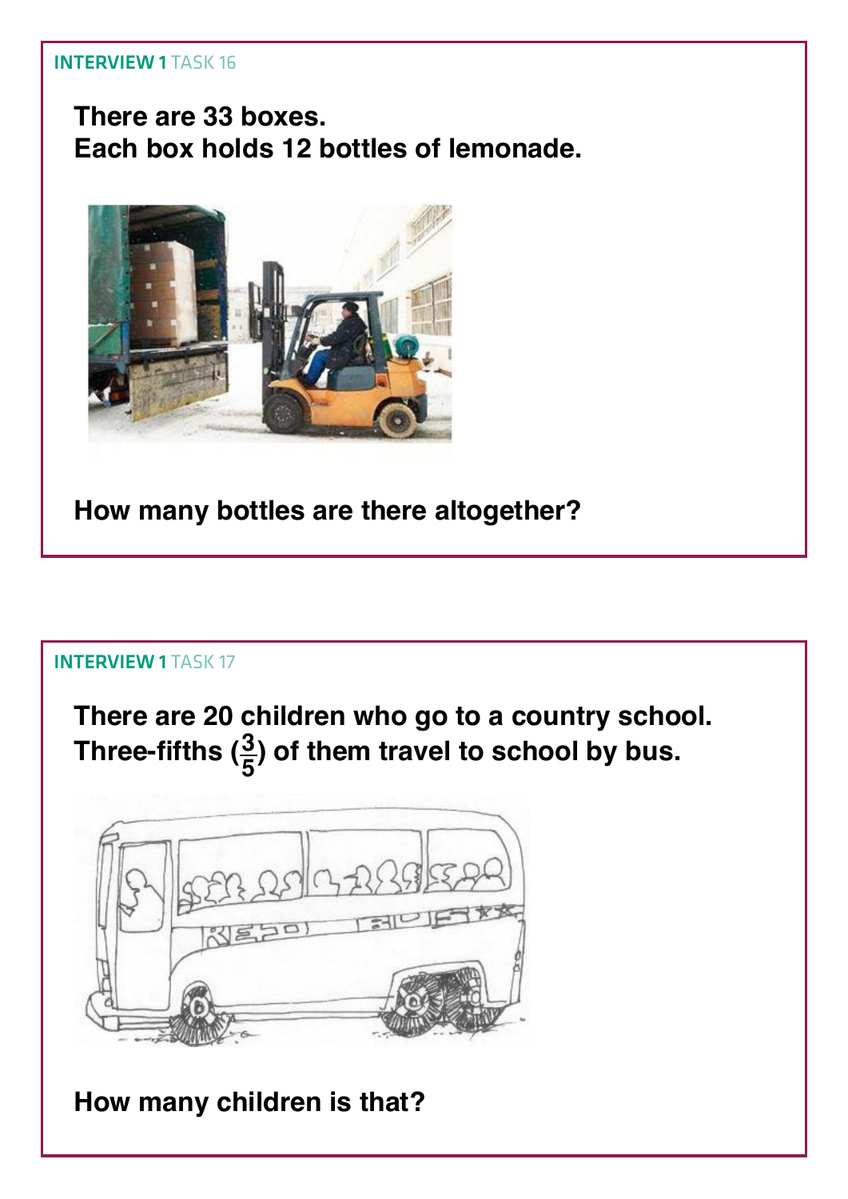**INTERVIEW 1** TASK 16

**There are 33 boxes.**
**Each box holds 12 bottles of lemonade.**

**How many bottles are there altogether?**

**INTERVIEW 1** TASK 17

**There are 20 children who go to a country school.**
**Three-fifths ($\frac{3}{5}$) of them travel to school by bus.**

**How many children is that?**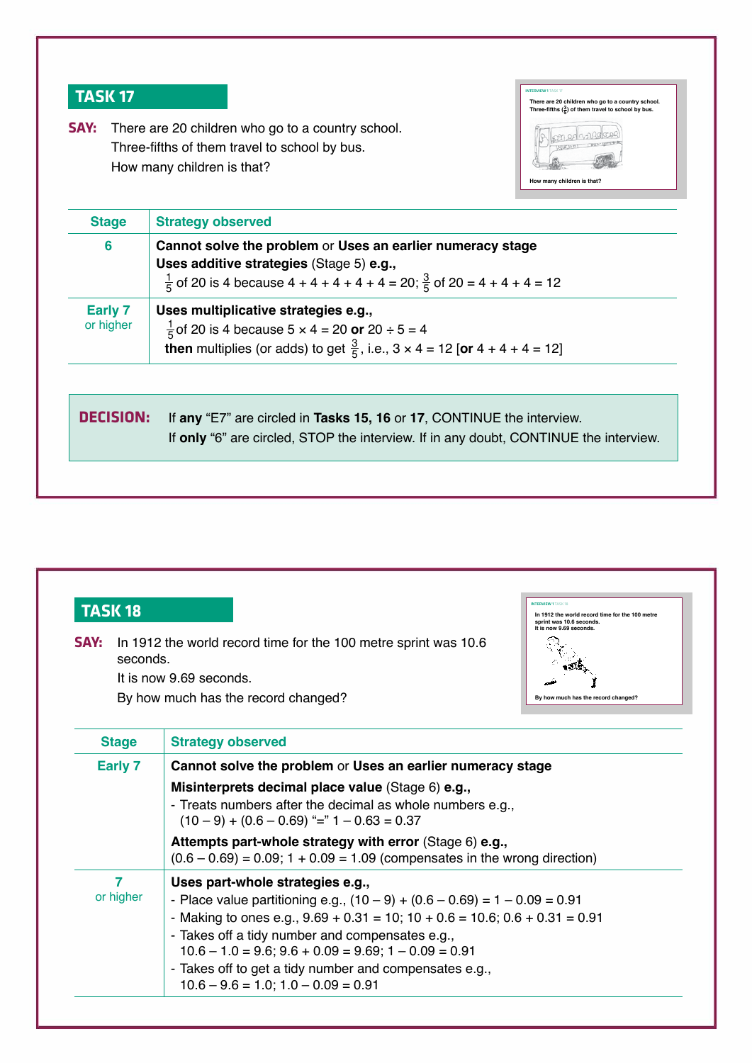## TASK 17

**SAY:** There are 20 children who go to a country school.
Three-fifths of them travel to school by bus.
How many children is that?

| Stage | Strategy observed |
|---|---|
| 6 | **Cannot solve the problem** or **Uses an earlier numeracy stage**<br>**Uses additive strategies** (Stage 5) **e.g.,**<br>$\frac{1}{5}$ of 20 is 4 because 4 + 4 + 4 + 4 + 4 = 20; $\frac{3}{5}$ of 20 = 4 + 4 + 4 = 12 |
| Early 7 or higher | **Uses multiplicative strategies e.g.,**<br>$\frac{1}{5}$ of 20 is 4 because 5 × 4 = 20 **or** 20 ÷ 5 = 4<br>**then** multiplies (or adds) to get $\frac{3}{5}$, i.e., 3 × 4 = 12 [**or** 4 + 4 + 4 = 12] |

**DECISION:** If **any** “E7” are circled in **Tasks 15, 16** or **17**, CONTINUE the interview.
If **only** “6” are circled, STOP the interview. If in any doubt, CONTINUE the interview.

## TASK 18

**SAY:** In 1912 the world record time for the 100 metre sprint was 10.6 seconds.
It is now 9.69 seconds.
By how much has the record changed?

| Stage | Strategy observed |
|---|---|
| Early 7 | **Cannot solve the problem** or **Uses an earlier numeracy stage**<br>**Misinterprets decimal place value** (Stage 6) **e.g.,**<br>- Treats numbers after the decimal as whole numbers e.g., (10 – 9) + (0.6 – 0.69) “=” 1 – 0.63 = 0.37<br>**Attempts part-whole strategy with error** (Stage 6) **e.g.,**<br>(0.6 – 0.69) = 0.09; 1 + 0.09 = 1.09 (compensates in the wrong direction) |
| 7 or higher | **Uses part-whole strategies e.g.,**<br>- Place value partitioning e.g., (10 – 9) + (0.6 – 0.69) = 1 – 0.09 = 0.91<br>- Making to ones e.g., 9.69 + 0.31 = 10; 10 + 0.6 = 10.6; 0.6 + 0.31 = 0.91<br>- Takes off a tidy number and compensates e.g., 10.6 – 1.0 = 9.6; 9.6 + 0.09 = 9.69; 1 – 0.09 = 0.91<br>- Takes off to get a tidy number and compensates e.g., 10.6 – 9.6 = 1.0; 1.0 – 0.09 = 0.91 |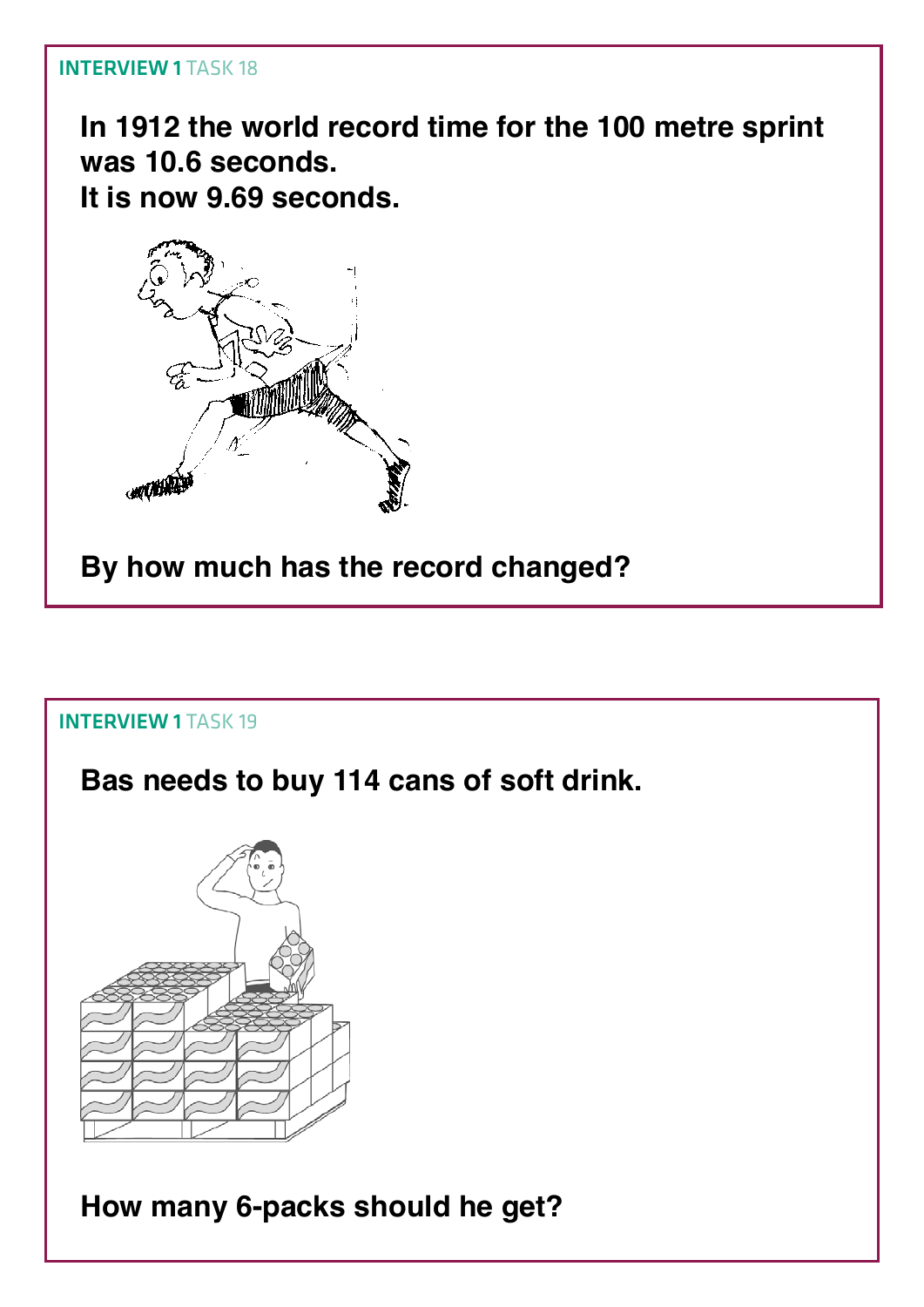**INTERVIEW 1** TASK 18

**In 1912 the world record time for the 100 metre sprint was 10.6 seconds.**
**It is now 9.69 seconds.**

**By how much has the record changed?**

**INTERVIEW 1** TASK 19

**Bas needs to buy 114 cans of soft drink.**

**How many 6-packs should he get?**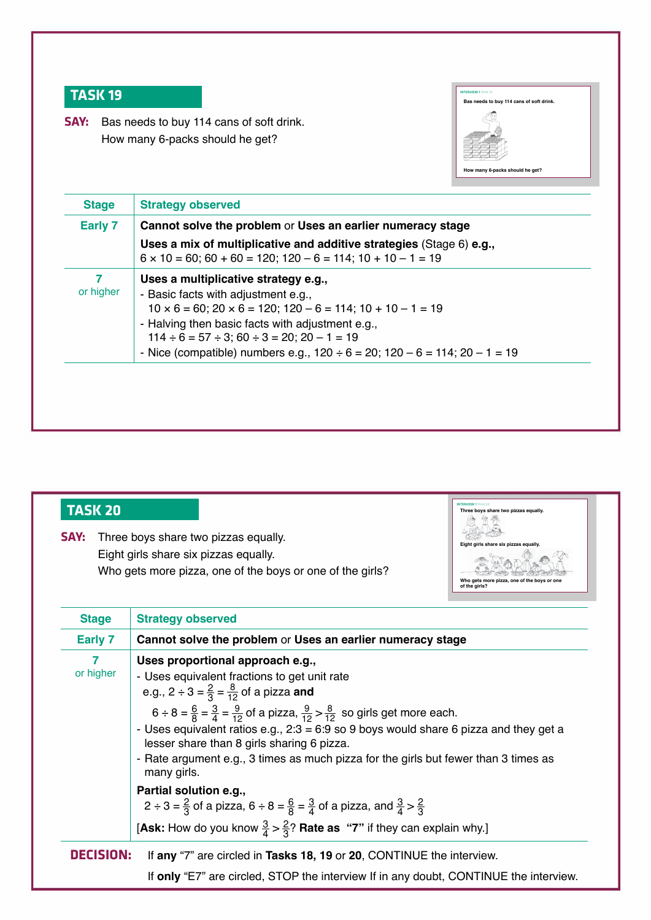## TASK 19

**SAY:** Bas needs to buy 114 cans of soft drink.
How many 6-packs should he get?

| Stage | Strategy observed |
|---|---|
| Early 7 | **Cannot solve the problem** or **Uses an earlier numeracy stage** <br> **Uses a mix of multiplicative and additive strategies** (Stage 6) **e.g.,** <br> $6 \times 10 = 60$; $60 + 60 = 120$; $120 - 6 = 114$; $10 + 10 - 1 = 19$ |
| 7 or higher | **Uses a multiplicative strategy e.g.,** <br> - Basic facts with adjustment e.g., <br> $10 \times 6 = 60$; $20 \times 6 = 120$; $120 - 6 = 114$; $10 + 10 - 1 = 19$ <br> - Halving then basic facts with adjustment e.g., <br> $114 \div 6 = 57 \div 3$; $60 \div 3 = 20$; $20 - 1 = 19$ <br> - Nice (compatible) numbers e.g., $120 \div 6 = 20$; $120 - 6 = 114$; $20 - 1 = 19$ |

## TASK 20

**SAY:** Three boys share two pizzas equally.
Eight girls share six pizzas equally.
Who gets more pizza, one of the boys or one of the girls?

| Stage | Strategy observed |
|---|---|
| Early 7 | **Cannot solve the problem** or **Uses an earlier numeracy stage** |
| 7 or higher | **Uses proportional approach e.g.,** <br> - Uses equivalent fractions to get unit rate <br> e.g., $2 \div 3 = \frac{2}{3} = \frac{8}{12}$ of a pizza **and** <br> $6 \div 8 = \frac{6}{8} = \frac{3}{4} = \frac{9}{12}$ of a pizza, $\frac{9}{12} > \frac{8}{12}$ so girls get more each. <br> - Uses equivalent ratios e.g., 2:3 = 6:9 so 9 boys would share 6 pizza and they get a lesser share than 8 girls sharing 6 pizza. <br> - Rate argument e.g., 3 times as much pizza for the girls but fewer than 3 times as many girls. <br> **Partial solution e.g.,** <br> $2 \div 3 = \frac{2}{3}$ of a pizza, $6 \div 8 = \frac{6}{8} = \frac{3}{4}$ of a pizza, and $\frac{3}{4} > \frac{2}{3}$ <br> [**Ask:** How do you know $\frac{3}{4} > \frac{2}{3}$? **Rate as "7"** if they can explain why.] |

**DECISION:** If **any** "7" are circled in **Tasks 18, 19** or **20**, CONTINUE the interview.
If **only** "E7" are circled, STOP the interview If in any doubt, CONTINUE the interview.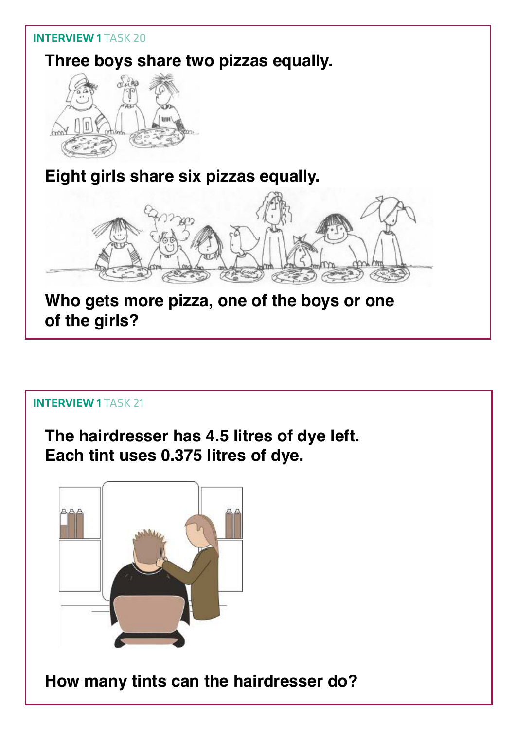**INTERVIEW 1** TASK 20

**Three boys share two pizzas equally.**

**Eight girls share six pizzas equally.**

**Who gets more pizza, one of the boys or one of the girls?**

**INTERVIEW 1** TASK 21

**The hairdresser has 4.5 litres of dye left.**
**Each tint uses 0.375 litres of dye.**

**How many tints can the hairdresser do?**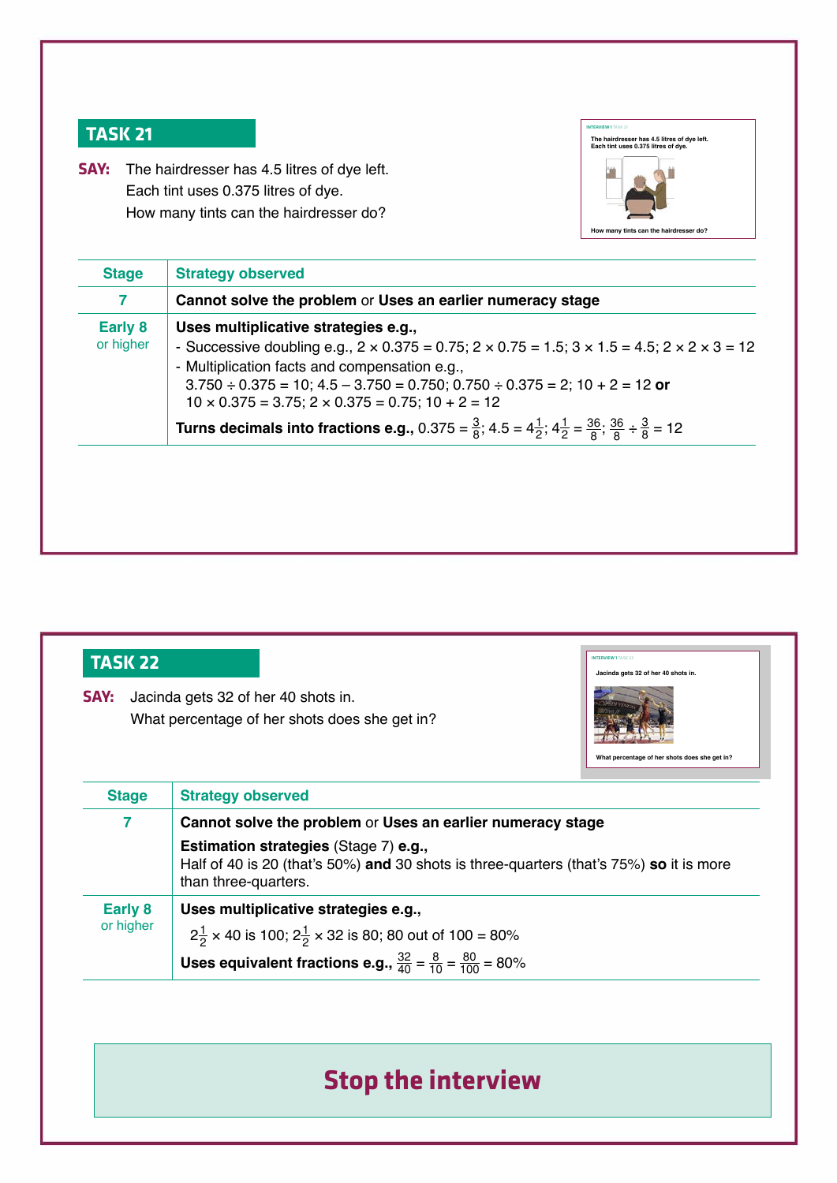## TASK 21

**SAY:** The hairdresser has 4.5 litres of dye left.
Each tint uses 0.375 litres of dye.
How many tints can the hairdresser do?

| Stage | Strategy observed |
|---|---|
| 7 | **Cannot solve the problem** or **Uses an earlier numeracy stage** |
| Early 8 or higher | **Uses multiplicative strategies e.g.,**<br>- Successive doubling e.g., 2 × 0.375 = 0.75; 2 × 0.75 = 1.5; 3 × 1.5 = 4.5; 2 × 2 × 3 = 12<br>- Multiplication facts and compensation e.g.,<br>3.750 ÷ 0.375 = 10; 4.5 – 3.750 = 0.750; 0.750 ÷ 0.375 = 2; 10 + 2 = 12 **or**<br>10 × 0.375 = 3.75; 2 × 0.375 = 0.75; 10 + 2 = 12<br>**Turns decimals into fractions e.g.,** $0.375 = \frac{3}{8}$; $4.5 = 4\frac{1}{2}$; $4\frac{1}{2} = \frac{36}{8}$; $\frac{36}{8} \div \frac{3}{8} = 12$ |

## TASK 22

**SAY:** Jacinda gets 32 of her 40 shots in.
What percentage of her shots does she get in?

| Stage | Strategy observed |
|---|---|
| 7 | **Cannot solve the problem** or **Uses an earlier numeracy stage**<br>**Estimation strategies** (Stage 7) **e.g.,**<br>Half of 40 is 20 (that's 50%) **and** 30 shots is three-quarters (that's 75%) **so** it is more than three-quarters. |
| Early 8 or higher | **Uses multiplicative strategies e.g.,**<br>$2\frac{1}{2} \times 40$ is 100; $2\frac{1}{2} \times 32$ is 80; 80 out of 100 = 80%<br>**Uses equivalent fractions e.g.,** $\frac{32}{40} = \frac{8}{10} = \frac{80}{100} = 80\%$ |

**Stop the interview**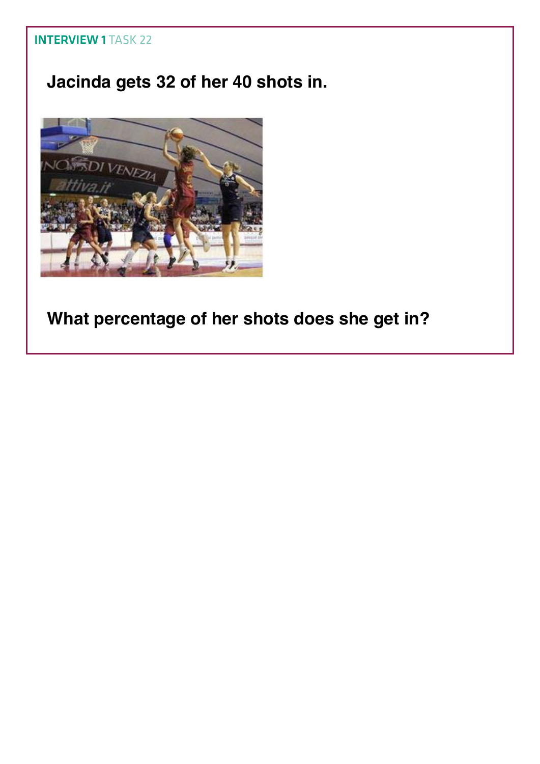INTERVIEW 1 TASK 22

**Jacinda gets 32 of her 40 shots in.**

**What percentage of her shots does she get in?**